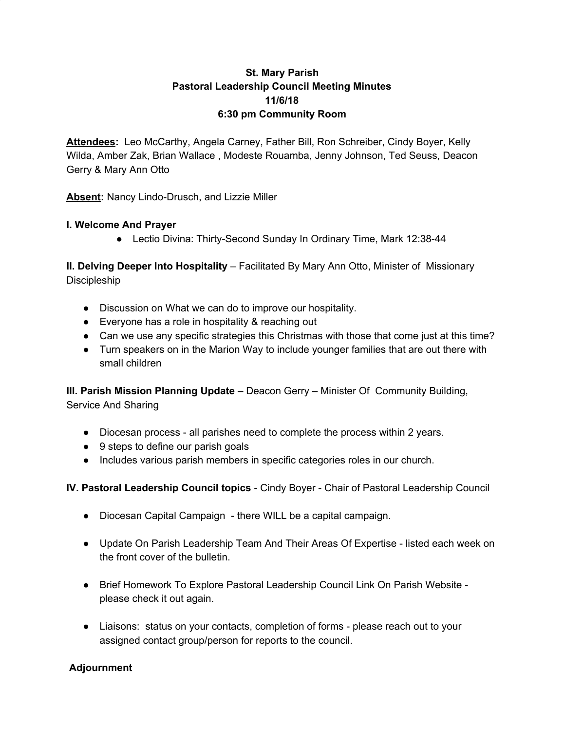**St. Mary Parish**
**Pastoral Leadership Council Meeting Minutes**
**11/6/18**
**6:30 pm Community Room**

**Attendees:** Leo McCarthy, Angela Carney, Father Bill, Ron Schreiber, Cindy Boyer, Kelly Wilda, Amber Zak, Brian Wallace , Modeste Rouamba, Jenny Johnson, Ted Seuss, Deacon Gerry & Mary Ann Otto

**Absent:** Nancy Lindo-Drusch, and Lizzie Miller

### I. Welcome And Prayer

- Lectio Divina: Thirty-Second Sunday In Ordinary Time, Mark 12:38-44

**II. Delving Deeper Into Hospitality** – Facilitated By Mary Ann Otto, Minister of Missionary Discipleship

- Discussion on What we can do to improve our hospitality.
- Everyone has a role in hospitality & reaching out
- Can we use any specific strategies this Christmas with those that come just at this time?
- Turn speakers on in the Marion Way to include younger families that are out there with small children

**III. Parish Mission Planning Update** – Deacon Gerry – Minister Of Community Building, Service And Sharing

- Diocesan process - all parishes need to complete the process within 2 years.
- 9 steps to define our parish goals
- Includes various parish members in specific categories roles in our church.

**IV. Pastoral Leadership Council topics** - Cindy Boyer - Chair of Pastoral Leadership Council

- Diocesan Capital Campaign - there WILL be a capital campaign.
- Update On Parish Leadership Team And Their Areas Of Expertise - listed each week on the front cover of the bulletin.
- Brief Homework To Explore Pastoral Leadership Council Link On Parish Website - please check it out again.
- Liaisons: status on your contacts, completion of forms - please reach out to your assigned contact group/person for reports to the council.

### Adjournment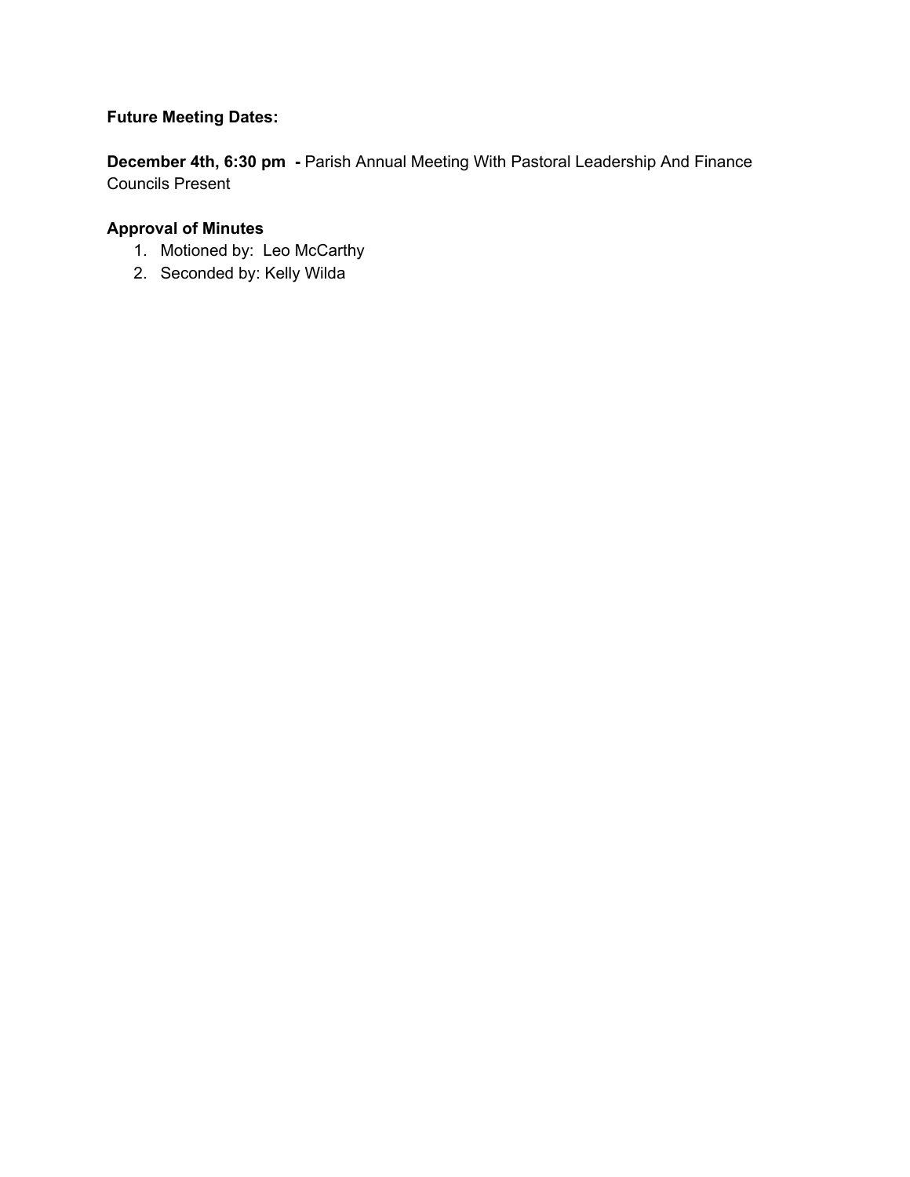**Future Meeting Dates:**

**December 4th, 6:30 pm -** Parish Annual Meeting With Pastoral Leadership And Finance Councils Present

**Approval of Minutes**

1. Motioned by: Leo McCarthy
2. Seconded by: Kelly Wilda